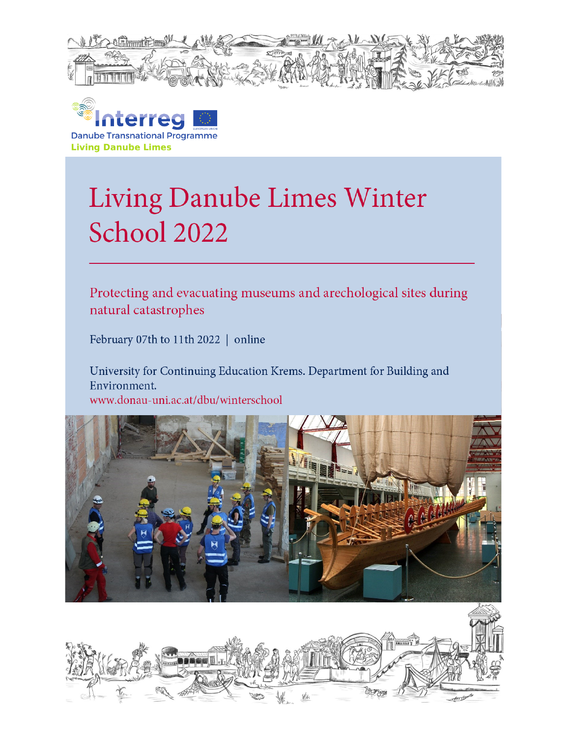Interreg

Danube Transnational Programme

Living Danube Limes

# Living Danube Limes Winter School 2022

Protecting and evacuating museums and arechological sites during natural catastrophes

February 07th to 11th 2022 | online

University for Continuing Education Krems. Department for Building and Environment.

www.donau-uni.ac.at/dbu/winterschool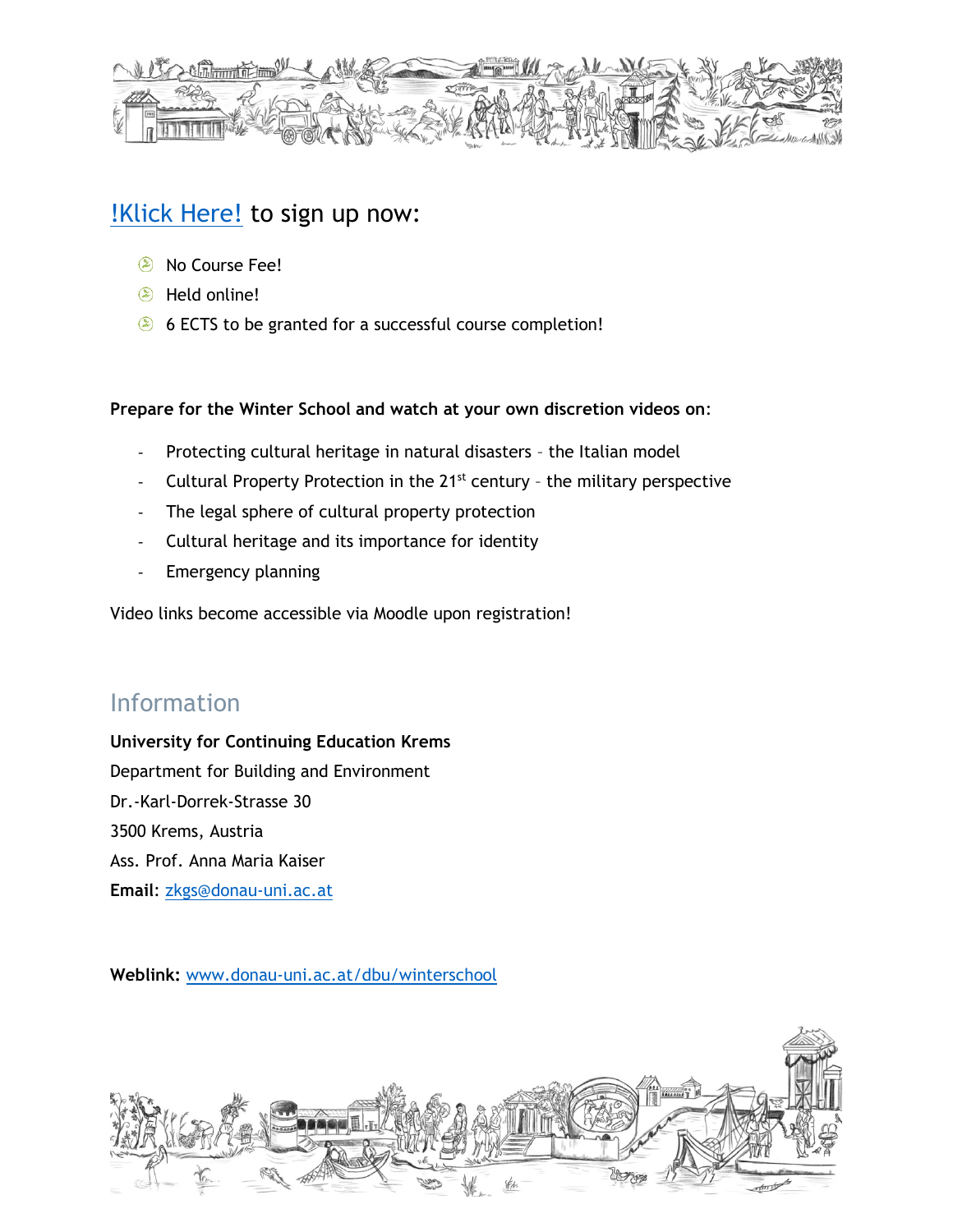!Klick Here! to sign up now:

- No Course Fee!
- Held online!
- 6 ECTS to be granted for a successful course completion!

**Prepare for the Winter School and watch at your own discretion videos on**:

- Protecting cultural heritage in natural disasters – the Italian model
- Cultural Property Protection in the 21st century – the military perspective
- The legal sphere of cultural property protection
- Cultural heritage and its importance for identity
- Emergency planning

Video links become accessible via Moodle upon registration!

## Information

**University for Continuing Education Krems**
Department for Building and Environment
Dr.-Karl-Dorrek-Strasse 30
3500 Krems, Austria
Ass. Prof. Anna Maria Kaiser
**Email**: zkgs@donau-uni.ac.at

**Weblink:** www.donau-uni.ac.at/dbu/winterschool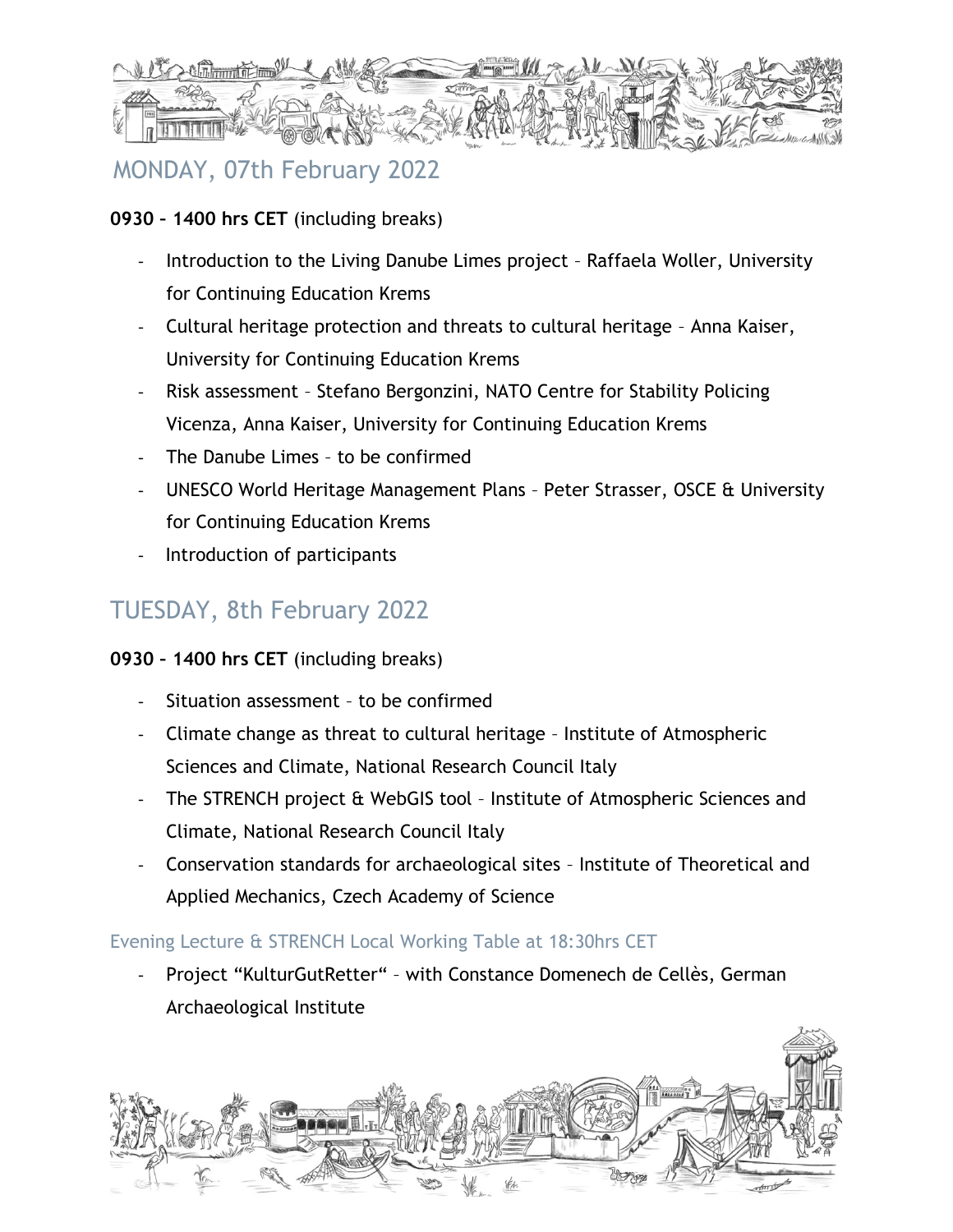## MONDAY, 07th February 2022

**0930 – 1400 hrs CET** (including breaks)

- Introduction to the Living Danube Limes project – Raffaela Woller, University for Continuing Education Krems
- Cultural heritage protection and threats to cultural heritage – Anna Kaiser, University for Continuing Education Krems
- Risk assessment – Stefano Bergonzini, NATO Centre for Stability Policing Vicenza, Anna Kaiser, University for Continuing Education Krems
- The Danube Limes – to be confirmed
- UNESCO World Heritage Management Plans – Peter Strasser, OSCE & University for Continuing Education Krems
- Introduction of participants

## TUESDAY, 8th February 2022

**0930 – 1400 hrs CET** (including breaks)

- Situation assessment – to be confirmed
- Climate change as threat to cultural heritage – Institute of Atmospheric Sciences and Climate, National Research Council Italy
- The STRENCH project & WebGIS tool – Institute of Atmospheric Sciences and Climate, National Research Council Italy
- Conservation standards for archaeological sites – Institute of Theoretical and Applied Mechanics, Czech Academy of Science

### Evening Lecture & STRENCH Local Working Table at 18:30hrs CET

- Project "KulturGutRetter" – with Constance Domenech de Cellès, German Archaeological Institute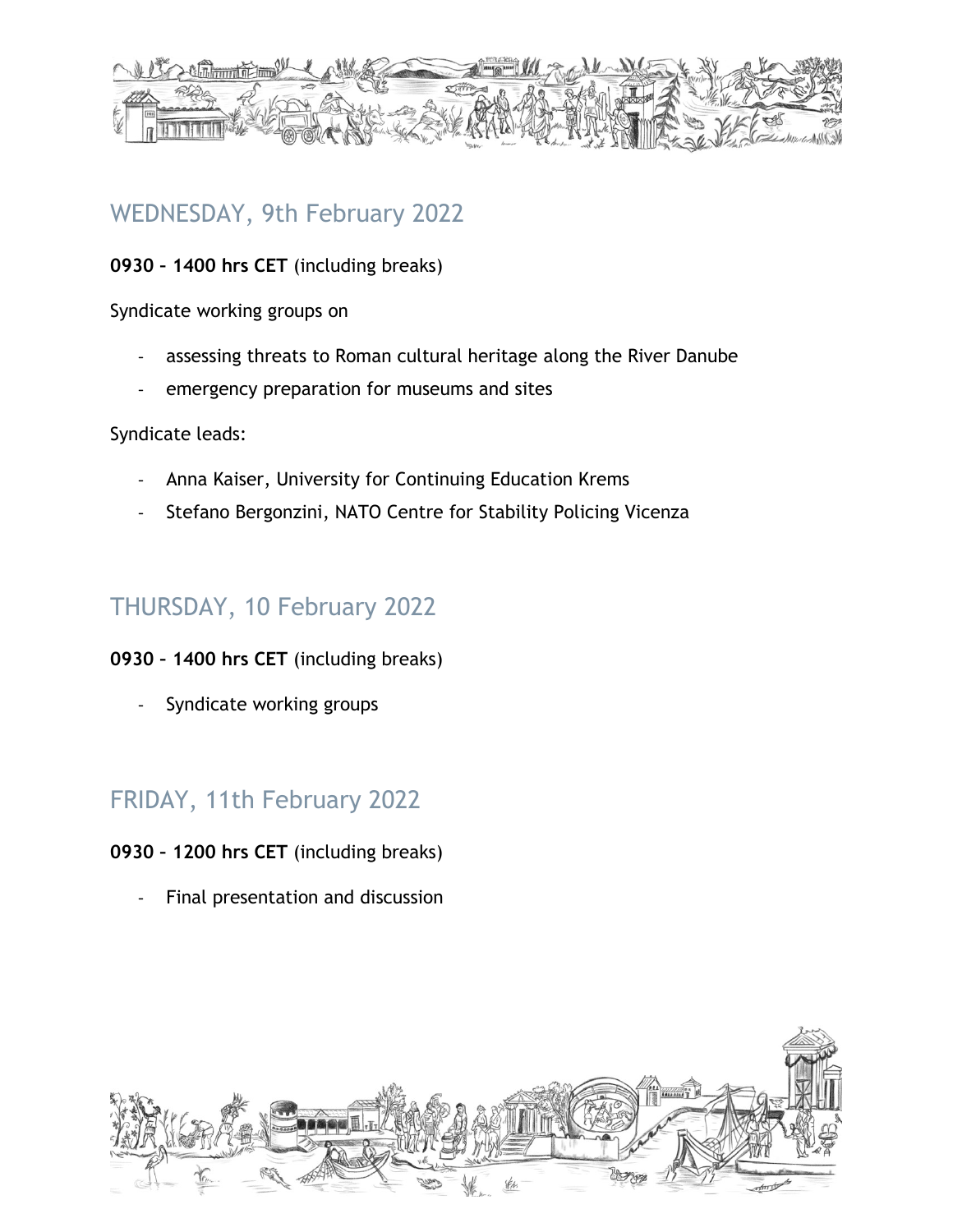## WEDNESDAY, 9th February 2022

**0930 – 1400 hrs CET** (including breaks)

Syndicate working groups on

- assessing threats to Roman cultural heritage along the River Danube
- emergency preparation for museums and sites

Syndicate leads:

- Anna Kaiser, University for Continuing Education Krems
- Stefano Bergonzini, NATO Centre for Stability Policing Vicenza

## THURSDAY, 10 February 2022

**0930 – 1400 hrs CET** (including breaks)

- Syndicate working groups

## FRIDAY, 11th February 2022

**0930 – 1200 hrs CET** (including breaks)

- Final presentation and discussion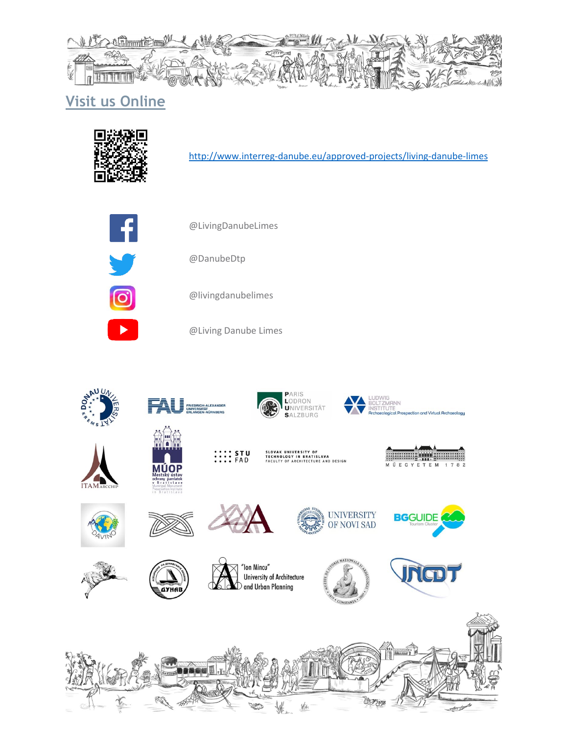## Visit us Online

http://www.interreg-danube.eu/approved-projects/living-danube-limes

@LivingDanubeLimes

@DanubeDtp

@livingdanubelimes

@Living Danube Limes